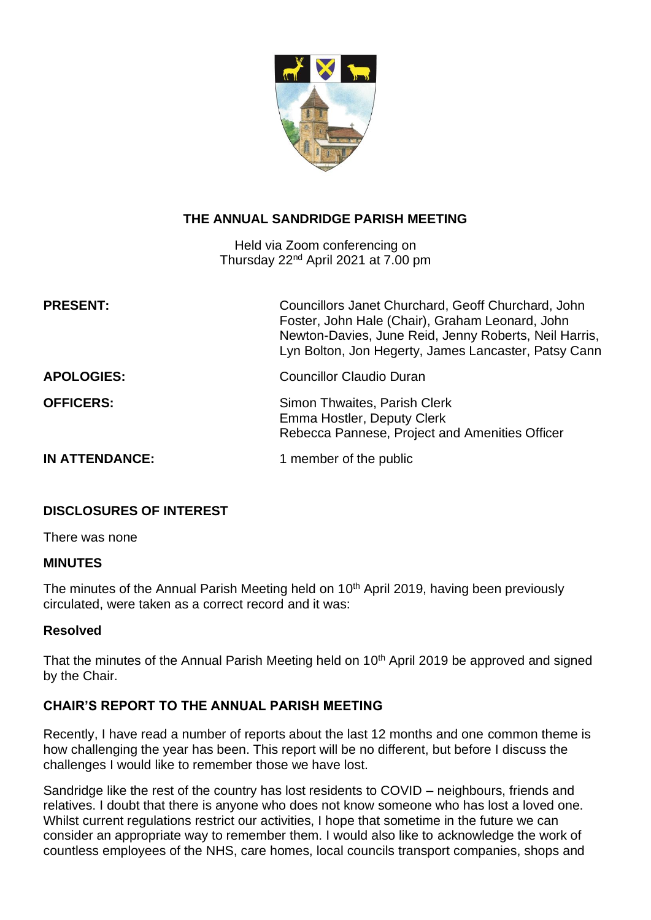# THE ANNUAL SANDRIDGE PARISH MEETING

Held via Zoom conferencing on
Thursday 22nd April 2021 at 7.00 pm

| | |
|---|---|
| **PRESENT:** | Councillors Janet Churchard, Geoff Churchard, John Foster, John Hale (Chair), Graham Leonard, John Newton-Davies, June Reid, Jenny Roberts, Neil Harris, Lyn Bolton, Jon Hegerty, James Lancaster, Patsy Cann |
| **APOLOGIES:** | Councillor Claudio Duran |
| **OFFICERS:** | Simon Thwaites, Parish Clerk<br>Emma Hostler, Deputy Clerk<br>Rebecca Pannese, Project and Amenities Officer |
| **IN ATTENDANCE:** | 1 member of the public |

## DISCLOSURES OF INTEREST

There was none

## MINUTES

The minutes of the Annual Parish Meeting held on 10th April 2019, having been previously circulated, were taken as a correct record and it was:

### Resolved

That the minutes of the Annual Parish Meeting held on 10th April 2019 be approved and signed by the Chair.

## CHAIR'S REPORT TO THE ANNUAL PARISH MEETING

Recently, I have read a number of reports about the last 12 months and one common theme is how challenging the year has been. This report will be no different, but before I discuss the challenges I would like to remember those we have lost.

Sandridge like the rest of the country has lost residents to COVID – neighbours, friends and relatives. I doubt that there is anyone who does not know someone who has lost a loved one. Whilst current regulations restrict our activities, I hope that sometime in the future we can consider an appropriate way to remember them. I would also like to acknowledge the work of countless employees of the NHS, care homes, local councils transport companies, shops and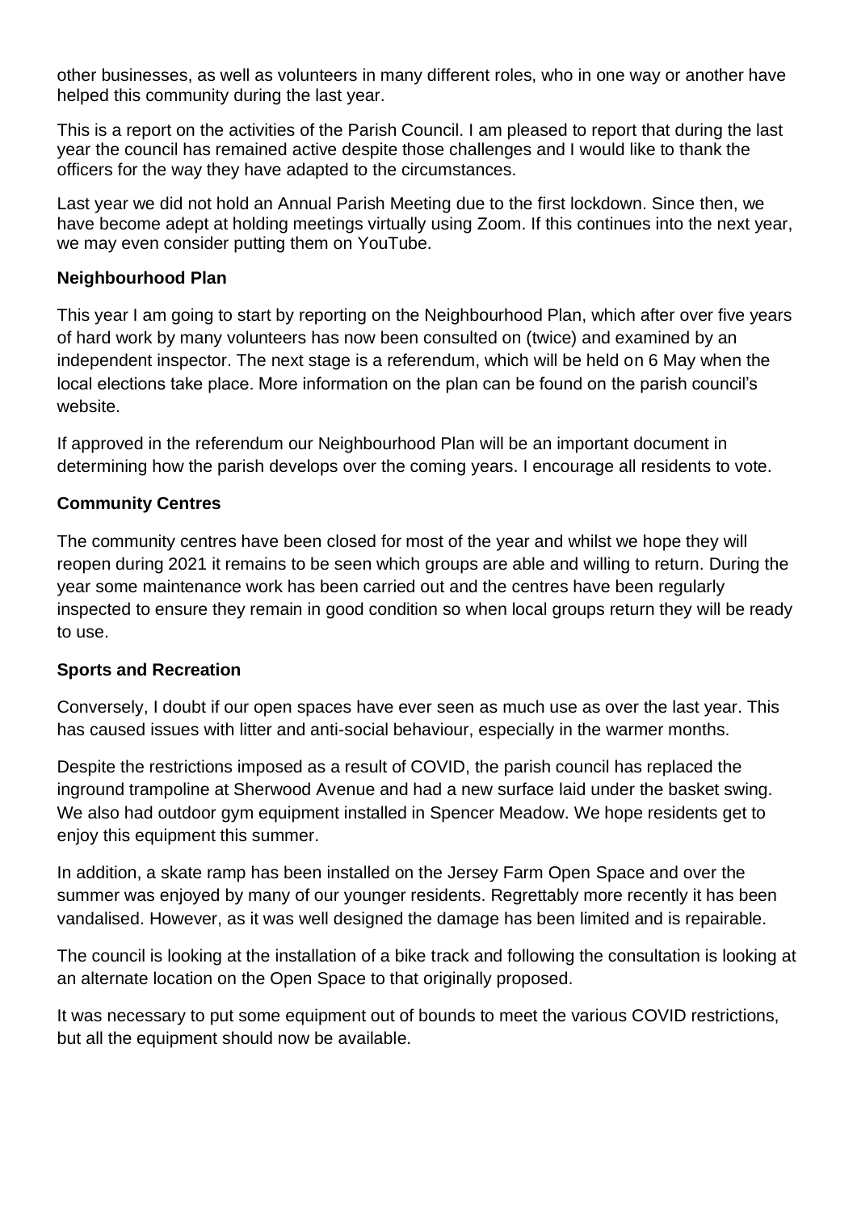other businesses, as well as volunteers in many different roles, who in one way or another have helped this community during the last year.

This is a report on the activities of the Parish Council. I am pleased to report that during the last year the council has remained active despite those challenges and I would like to thank the officers for the way they have adapted to the circumstances.

Last year we did not hold an Annual Parish Meeting due to the first lockdown. Since then, we have become adept at holding meetings virtually using Zoom. If this continues into the next year, we may even consider putting them on YouTube.

**Neighbourhood Plan**

This year I am going to start by reporting on the Neighbourhood Plan, which after over five years of hard work by many volunteers has now been consulted on (twice) and examined by an independent inspector. The next stage is a referendum, which will be held on 6 May when the local elections take place. More information on the plan can be found on the parish council's website.

If approved in the referendum our Neighbourhood Plan will be an important document in determining how the parish develops over the coming years. I encourage all residents to vote.

**Community Centres**

The community centres have been closed for most of the year and whilst we hope they will reopen during 2021 it remains to be seen which groups are able and willing to return. During the year some maintenance work has been carried out and the centres have been regularly inspected to ensure they remain in good condition so when local groups return they will be ready to use.

**Sports and Recreation**

Conversely, I doubt if our open spaces have ever seen as much use as over the last year. This has caused issues with litter and anti-social behaviour, especially in the warmer months.

Despite the restrictions imposed as a result of COVID, the parish council has replaced the inground trampoline at Sherwood Avenue and had a new surface laid under the basket swing. We also had outdoor gym equipment installed in Spencer Meadow. We hope residents get to enjoy this equipment this summer.

In addition, a skate ramp has been installed on the Jersey Farm Open Space and over the summer was enjoyed by many of our younger residents. Regrettably more recently it has been vandalised. However, as it was well designed the damage has been limited and is repairable.

The council is looking at the installation of a bike track and following the consultation is looking at an alternate location on the Open Space to that originally proposed.

It was necessary to put some equipment out of bounds to meet the various COVID restrictions, but all the equipment should now be available.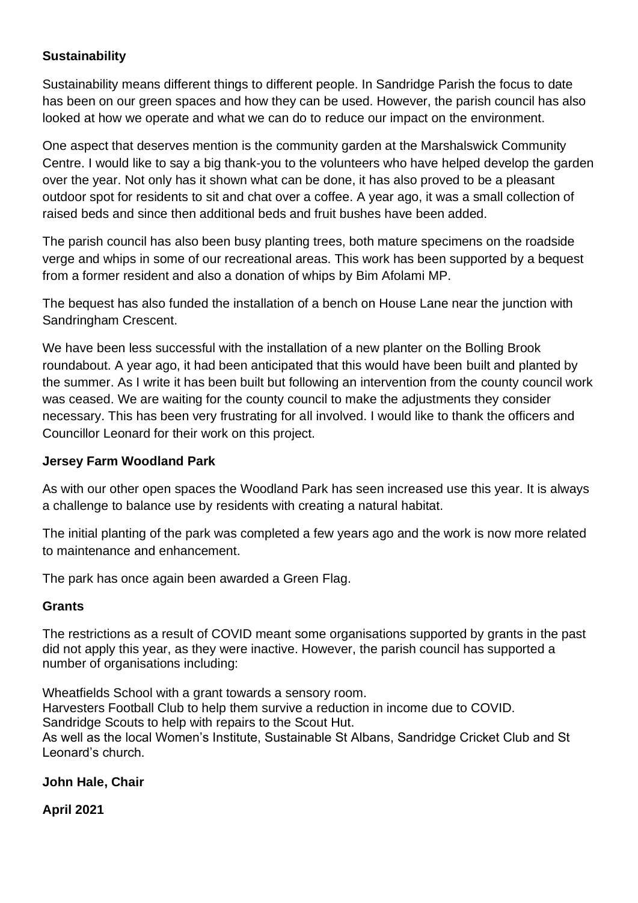**Sustainability**

Sustainability means different things to different people. In Sandridge Parish the focus to date has been on our green spaces and how they can be used. However, the parish council has also looked at how we operate and what we can do to reduce our impact on the environment.

One aspect that deserves mention is the community garden at the Marshalswick Community Centre. I would like to say a big thank-you to the volunteers who have helped develop the garden over the year. Not only has it shown what can be done, it has also proved to be a pleasant outdoor spot for residents to sit and chat over a coffee. A year ago, it was a small collection of raised beds and since then additional beds and fruit bushes have been added.

The parish council has also been busy planting trees, both mature specimens on the roadside verge and whips in some of our recreational areas. This work has been supported by a bequest from a former resident and also a donation of whips by Bim Afolami MP.

The bequest has also funded the installation of a bench on House Lane near the junction with Sandringham Crescent.

We have been less successful with the installation of a new planter on the Bolling Brook roundabout. A year ago, it had been anticipated that this would have been built and planted by the summer. As I write it has been built but following an intervention from the county council work was ceased. We are waiting for the county council to make the adjustments they consider necessary. This has been very frustrating for all involved. I would like to thank the officers and Councillor Leonard for their work on this project.

**Jersey Farm Woodland Park**

As with our other open spaces the Woodland Park has seen increased use this year. It is always a challenge to balance use by residents with creating a natural habitat.

The initial planting of the park was completed a few years ago and the work is now more related to maintenance and enhancement.

The park has once again been awarded a Green Flag.

**Grants**

The restrictions as a result of COVID meant some organisations supported by grants in the past did not apply this year, as they were inactive. However, the parish council has supported a number of organisations including:

Wheatfields School with a grant towards a sensory room.
Harvesters Football Club to help them survive a reduction in income due to COVID.
Sandridge Scouts to help with repairs to the Scout Hut.
As well as the local Women's Institute, Sustainable St Albans, Sandridge Cricket Club and St Leonard's church.

**John Hale, Chair**

**April 2021**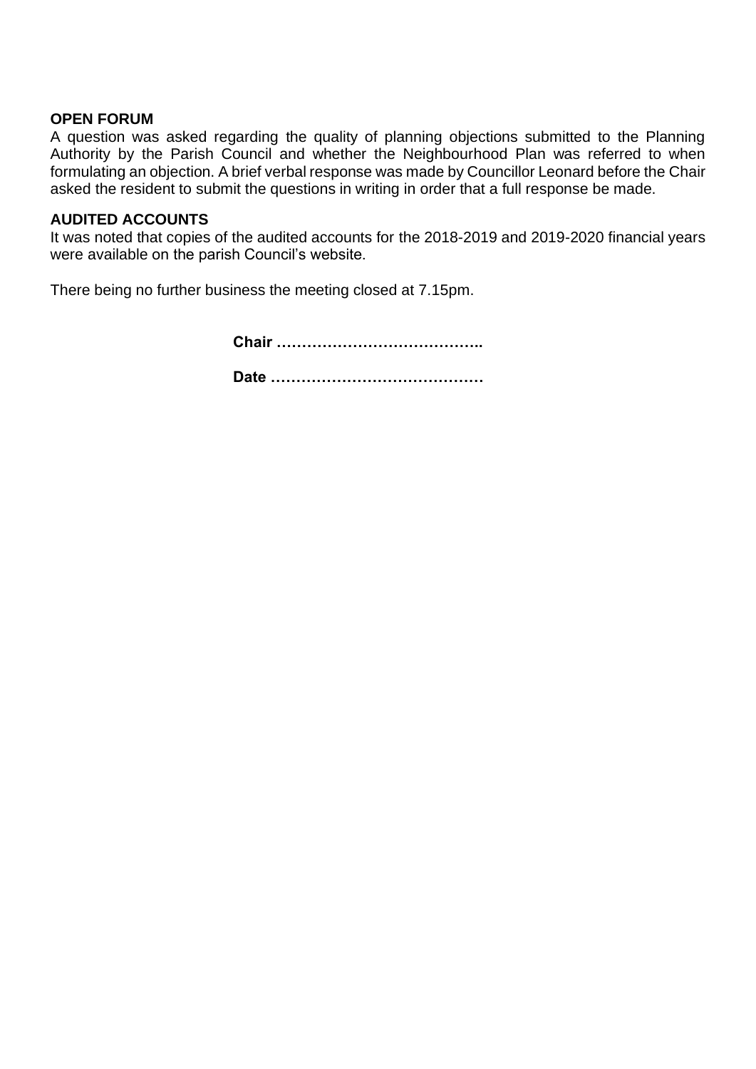**OPEN FORUM**

A question was asked regarding the quality of planning objections submitted to the Planning Authority by the Parish Council and whether the Neighbourhood Plan was referred to when formulating an objection. A brief verbal response was made by Councillor Leonard before the Chair asked the resident to submit the questions in writing in order that a full response be made.

**AUDITED ACCOUNTS**

It was noted that copies of the audited accounts for the 2018-2019 and 2019-2020 financial years were available on the parish Council's website.

There being no further business the meeting closed at 7.15pm.

**Chair …………………………………..**

**Date ……………………………………**